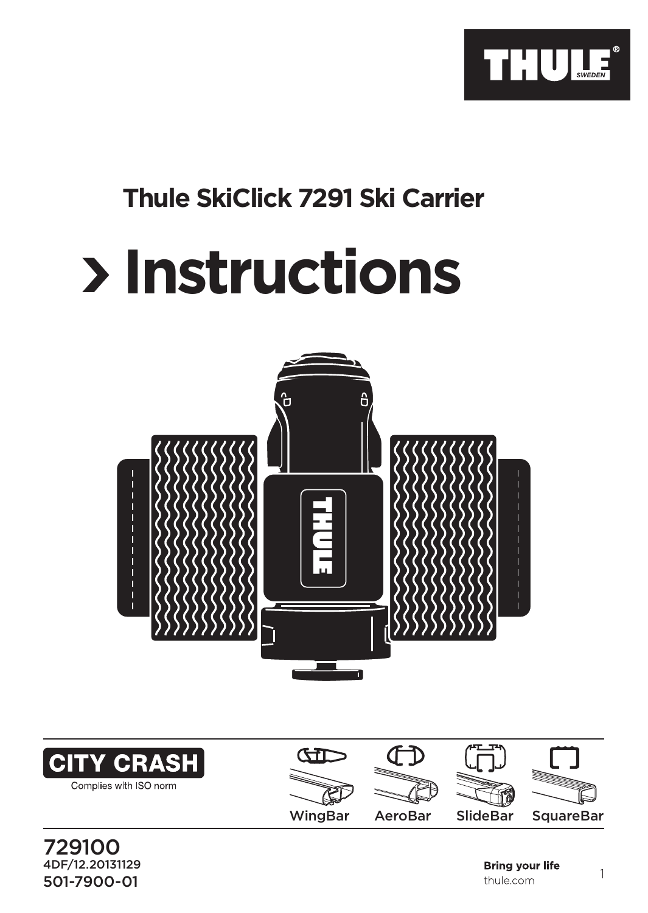THULE SWEDEN

## Thule SkiClick 7291 Ski Carrier

# › Instructions

CITY CRASH

Complies with ISO norm

WingBar AeroBar SlideBar SquareBar

729100
4DF/12.20131129
501-7900-01

**Bring your life**
thule.com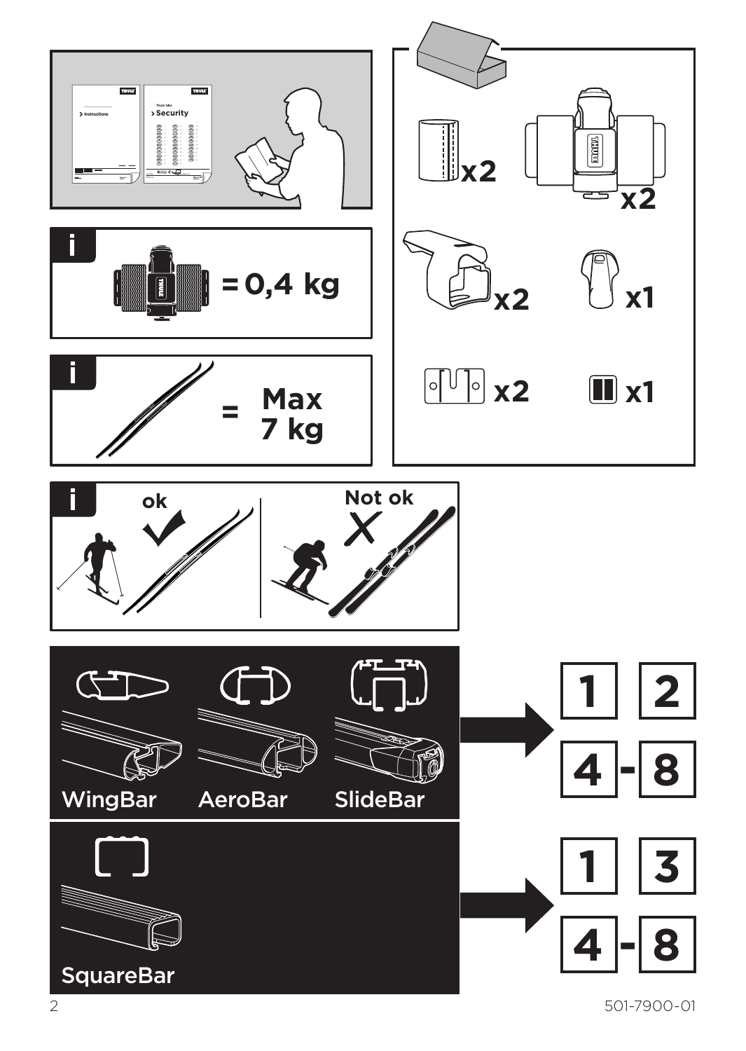> Instructions

Thule bike

> Security

x2

x2

x2

x1

x2

x1

i

= 0,4 kg

i

= Max 7 kg

i

ok

Not ok

WingBar

AeroBar

SlideBar

1 2

4 - 8

SquareBar

1 3

4 - 8

501-7900-01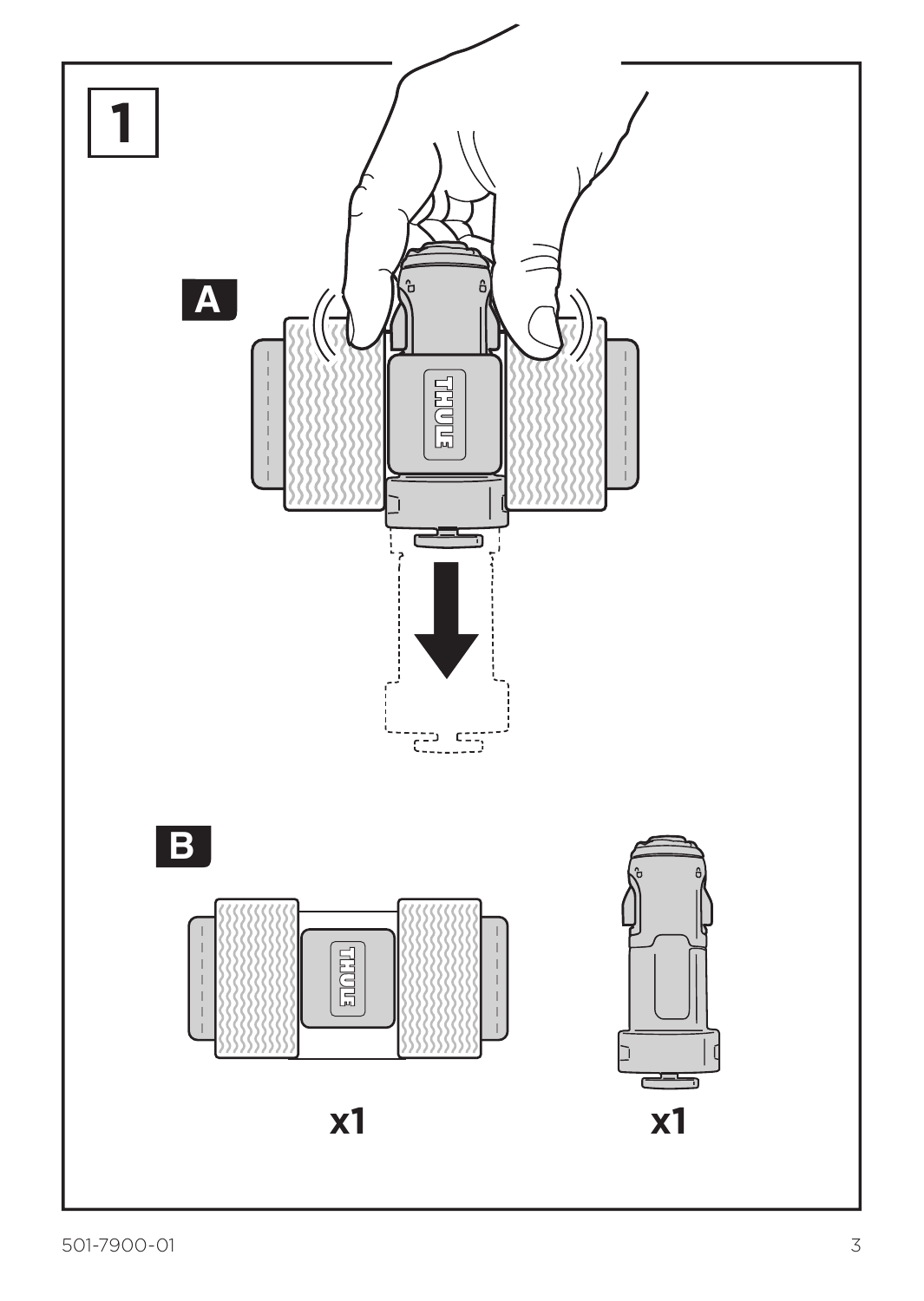1

A

B

x1

x1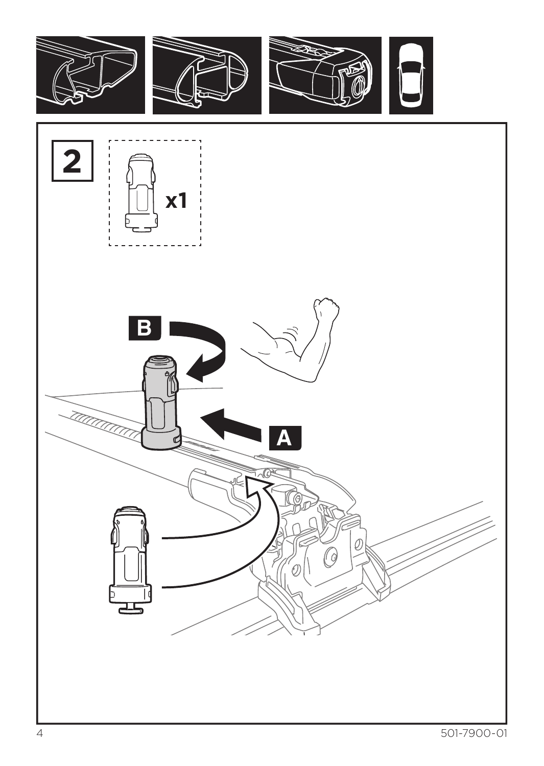2

x1

B

A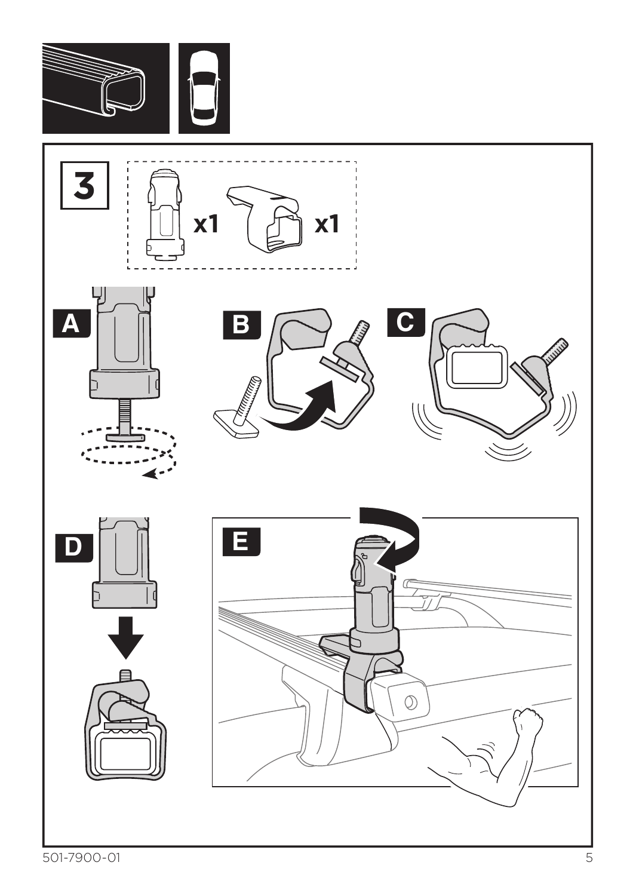3

x1 x1

A

B

C

D

E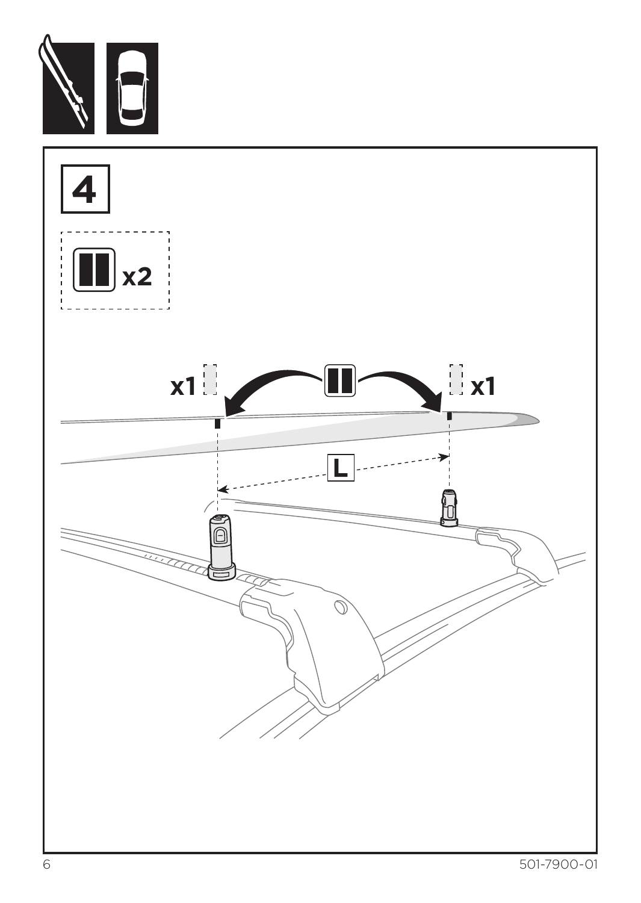4

x2

x1

x1

L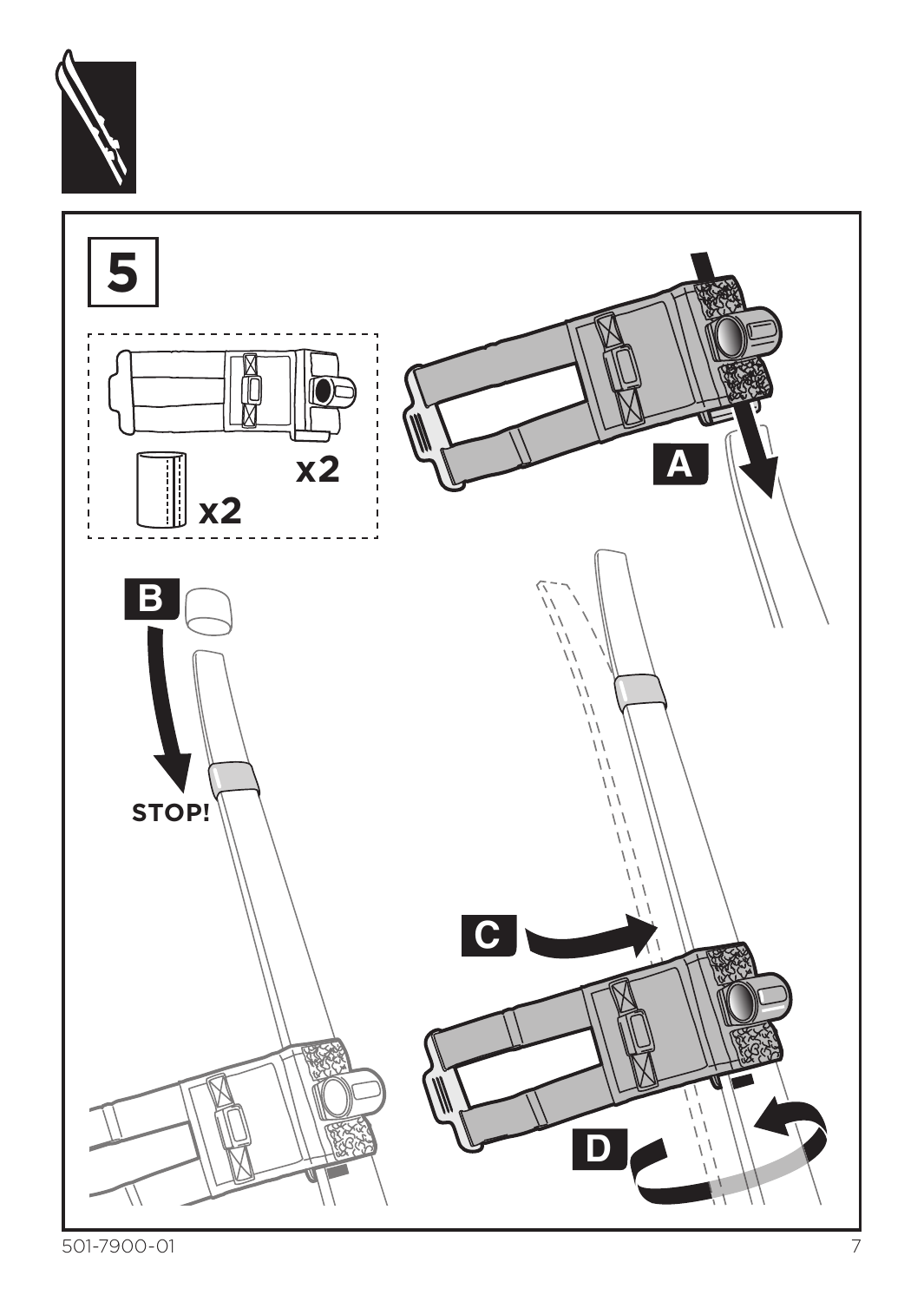5

x2

x2

A

B

STOP!

C

D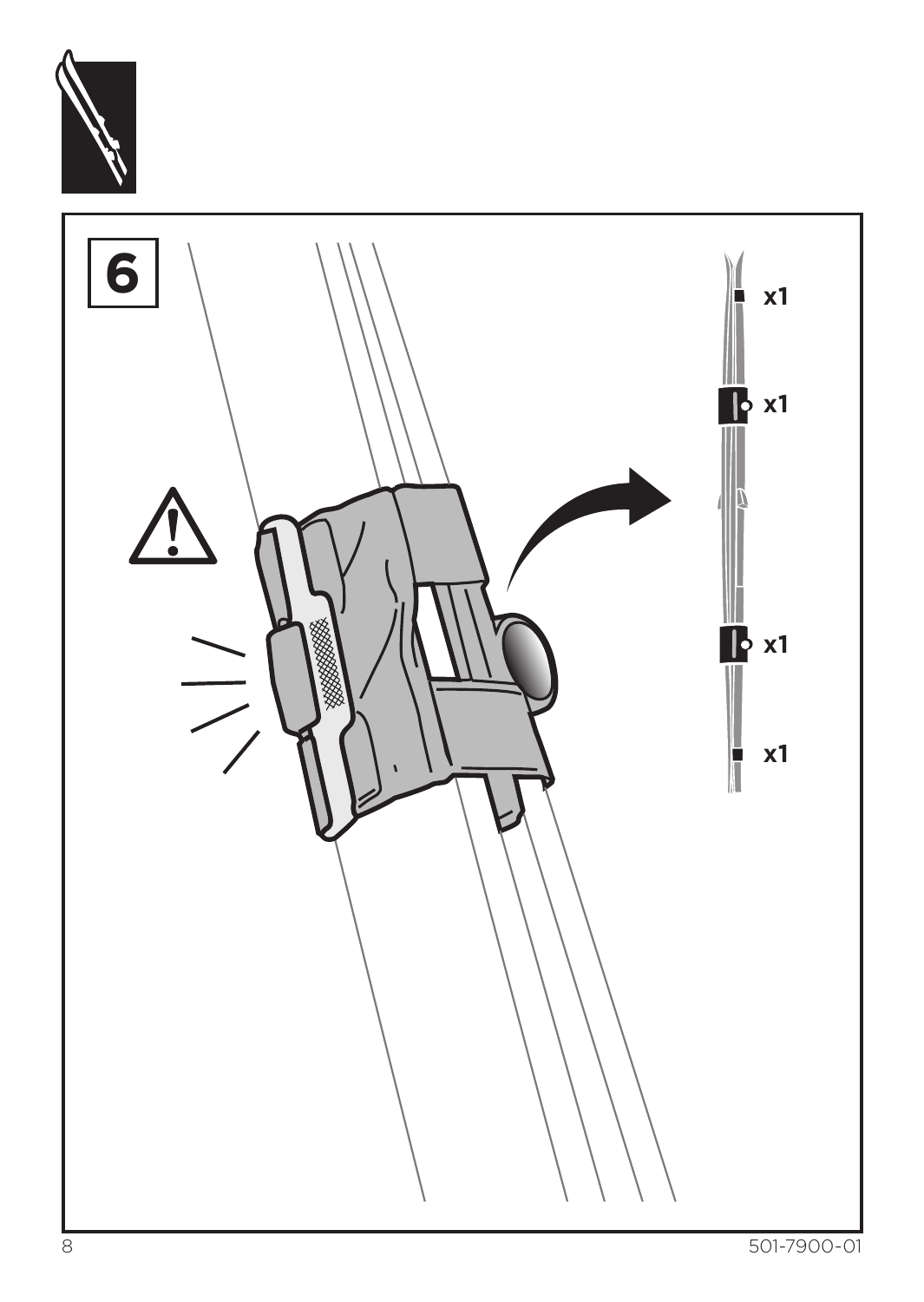**6**

x1

x1

x1

x1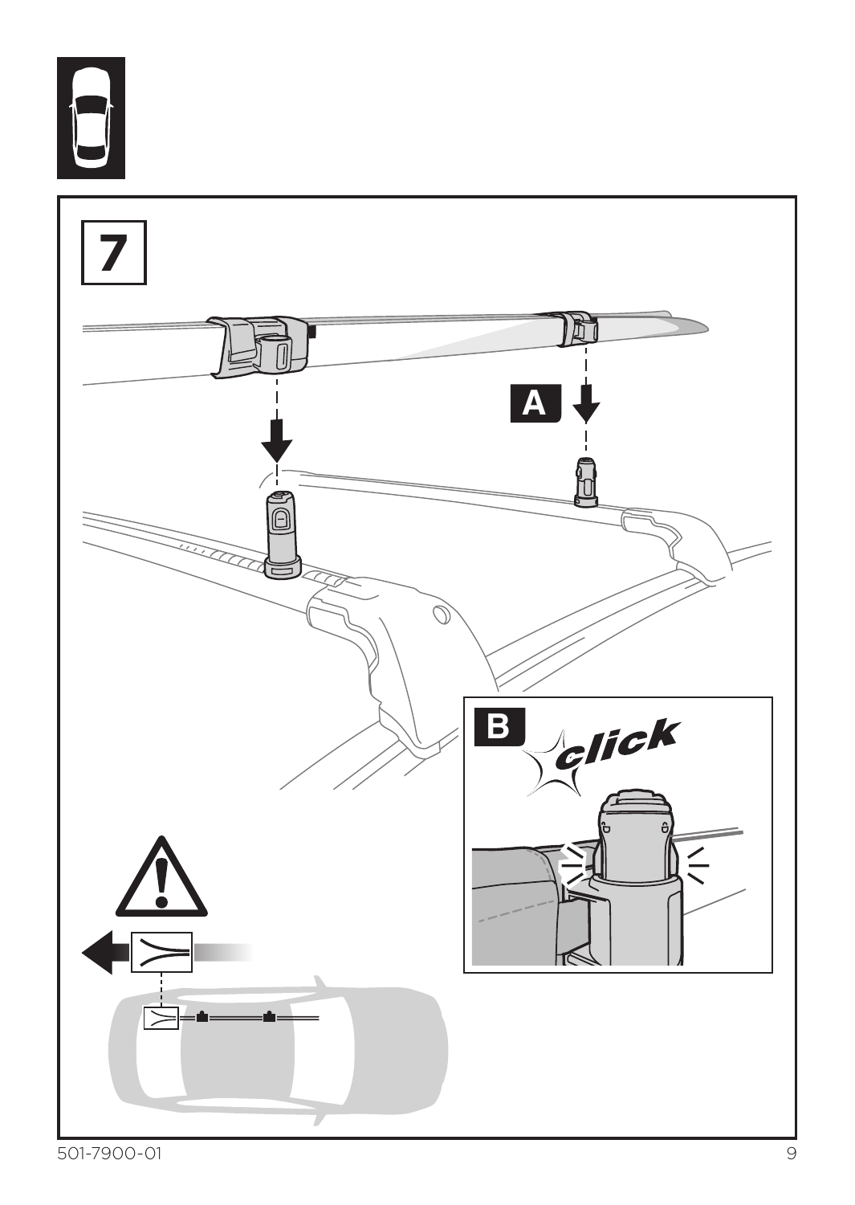7

A

B

click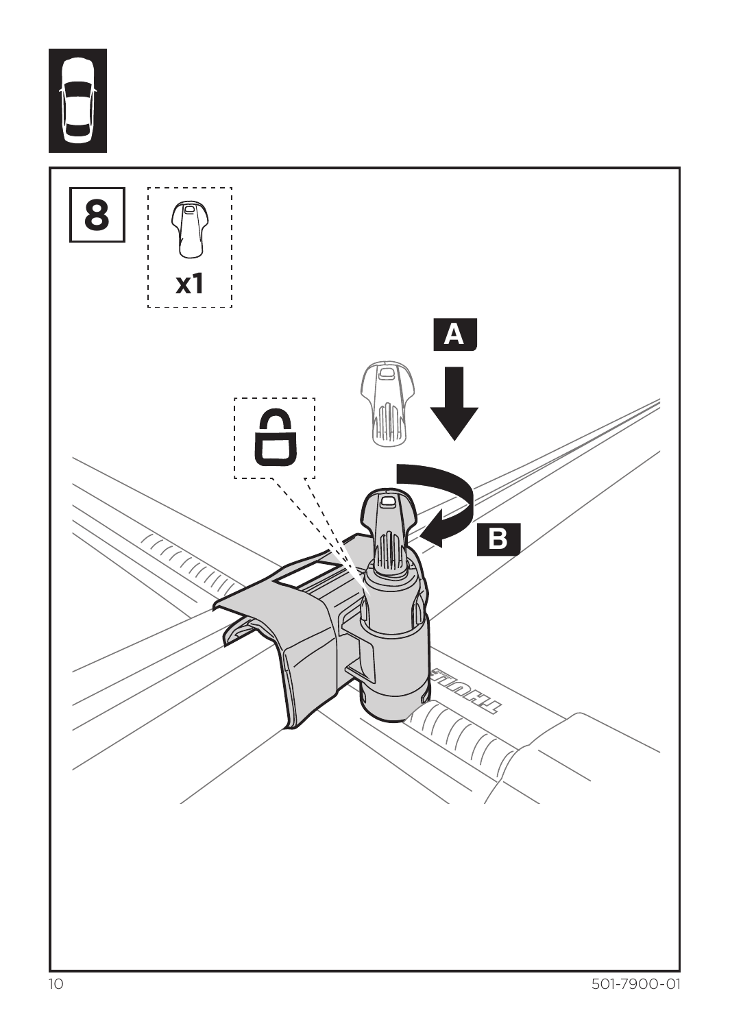**8**

x1

A

B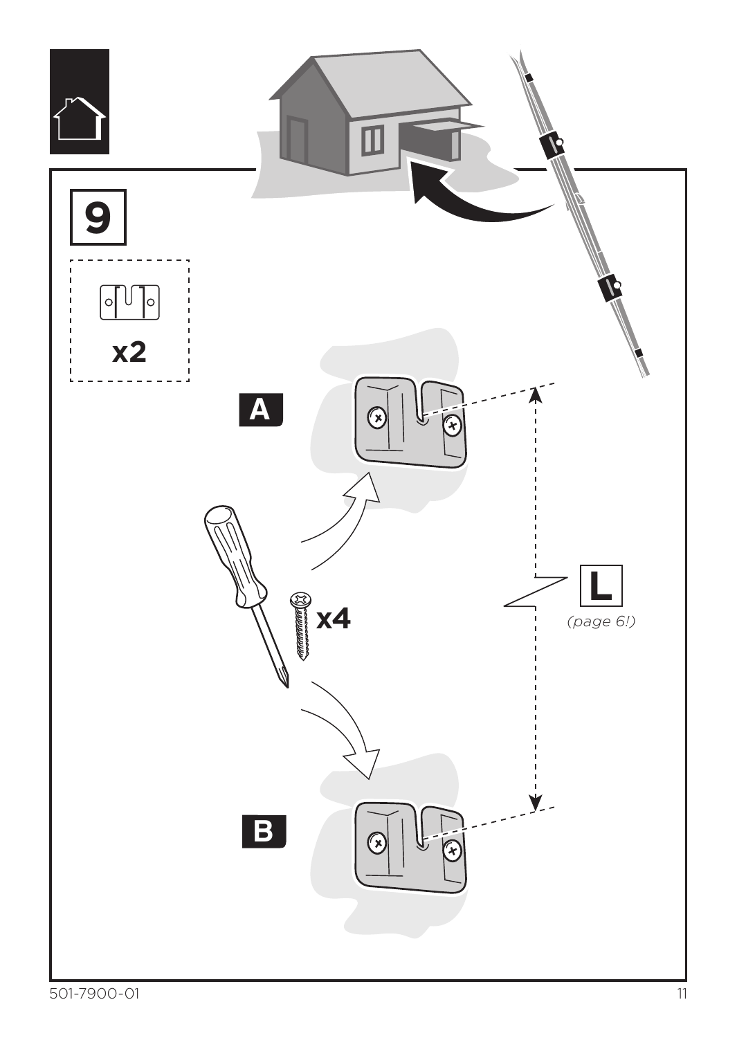# 9

x2

A

x4

L

*(page 6!)*

B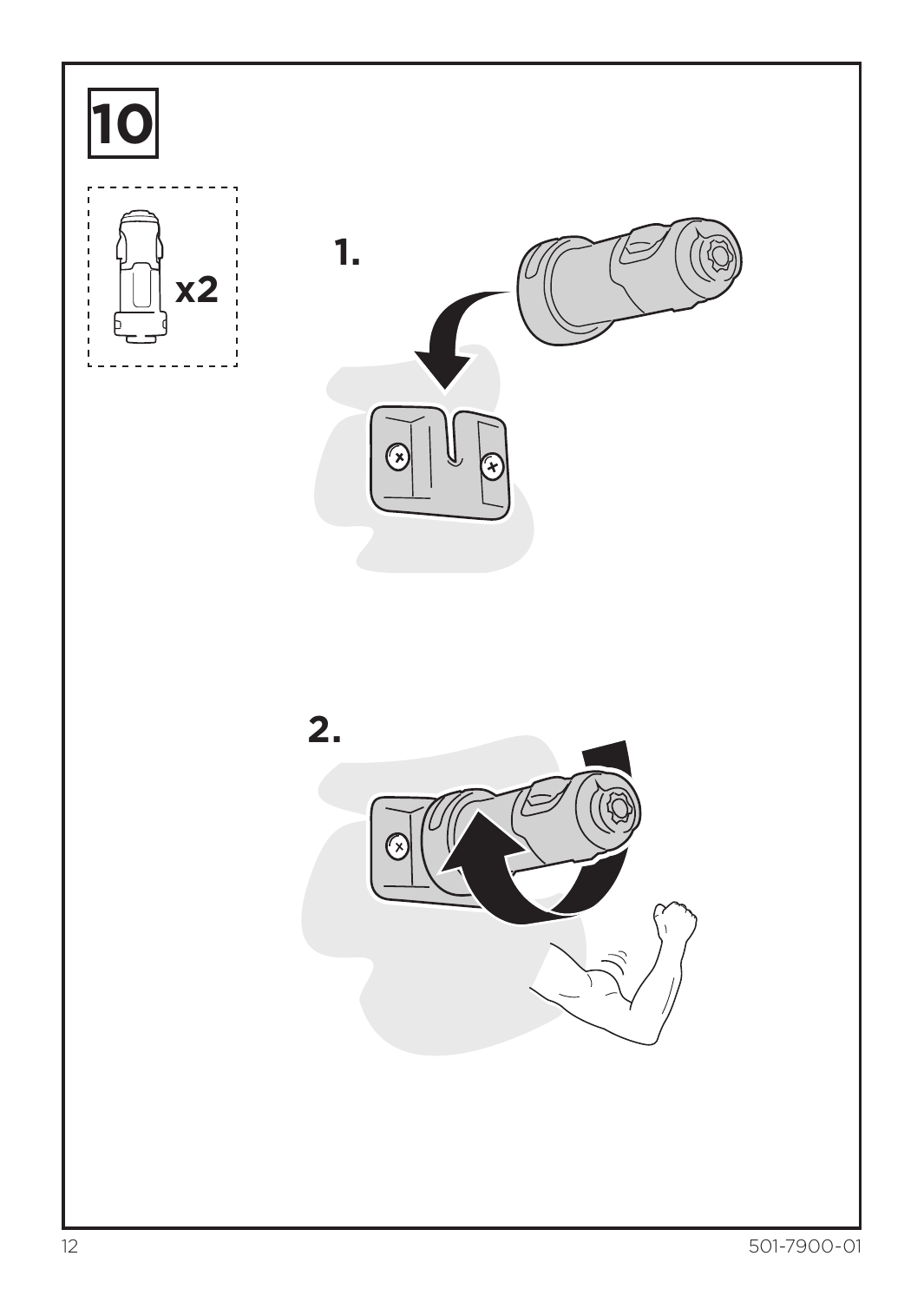**10**

x2

**1.**

**2.**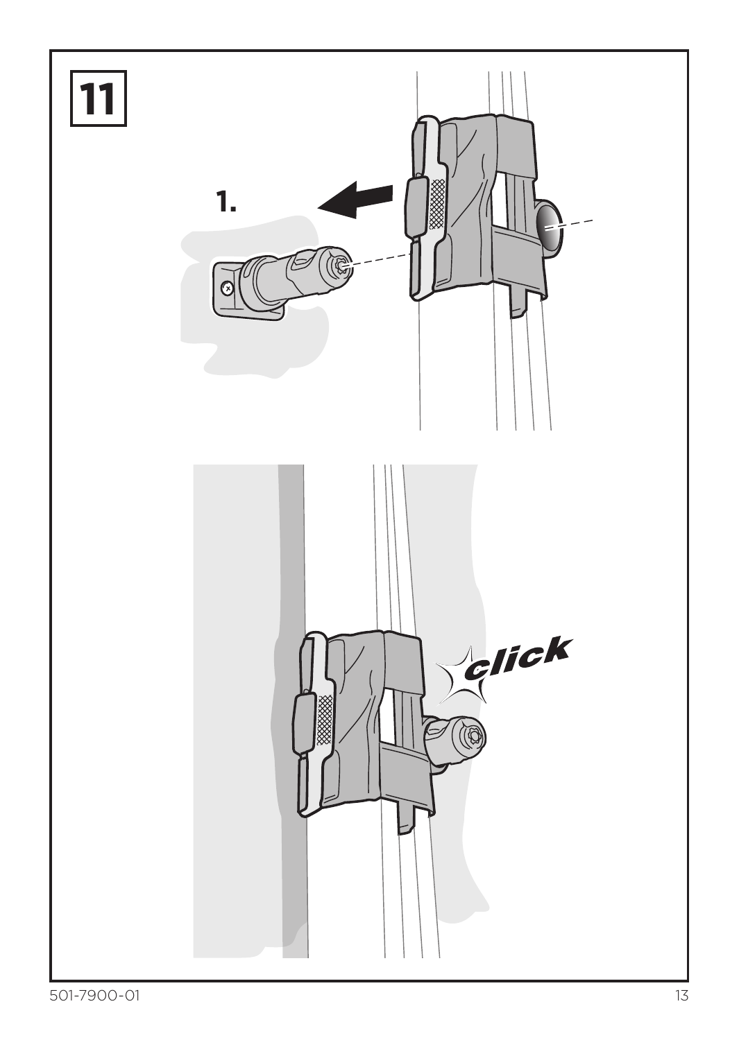**11**

1.

click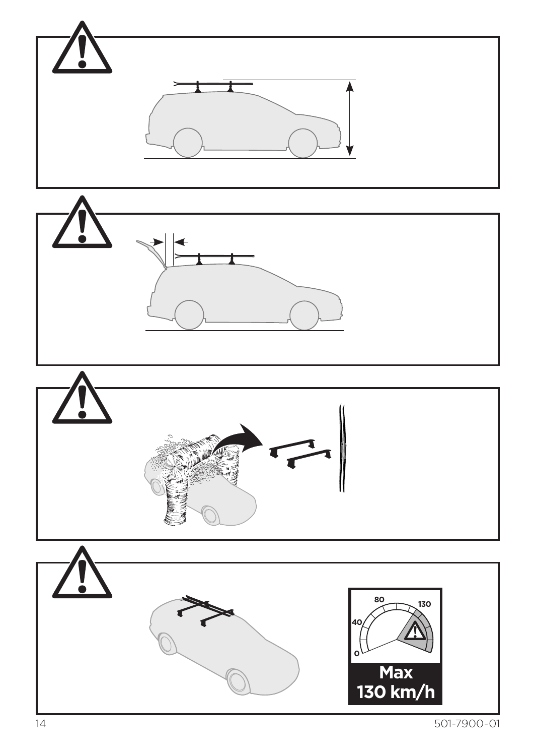80

130

40

0

**Max 130 km/h**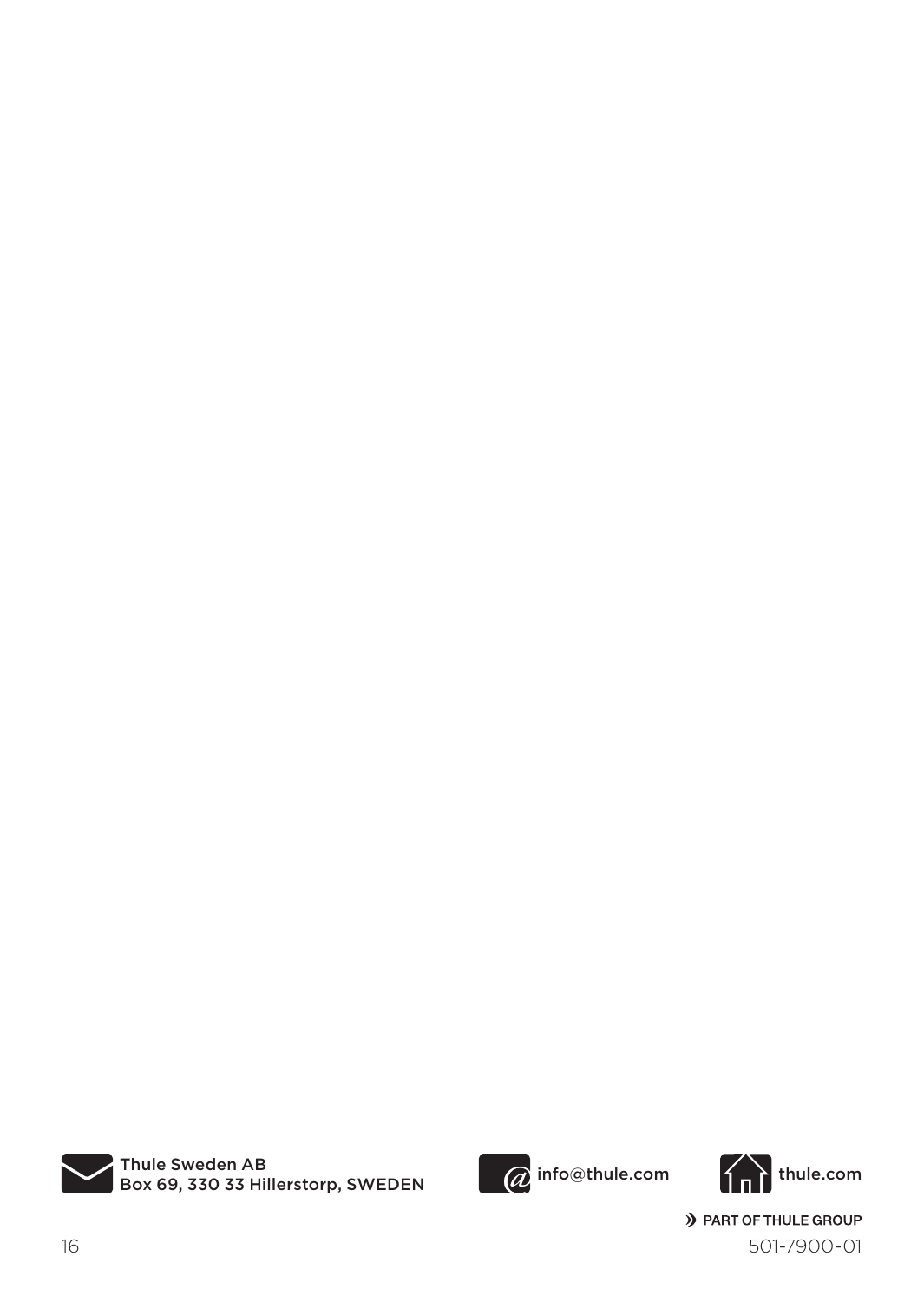Thule Sweden AB
Box 69, 330 33 Hillerstorp, SWEDEN

info@thule.com

thule.com

PART OF THULE GROUP

501-7900-01